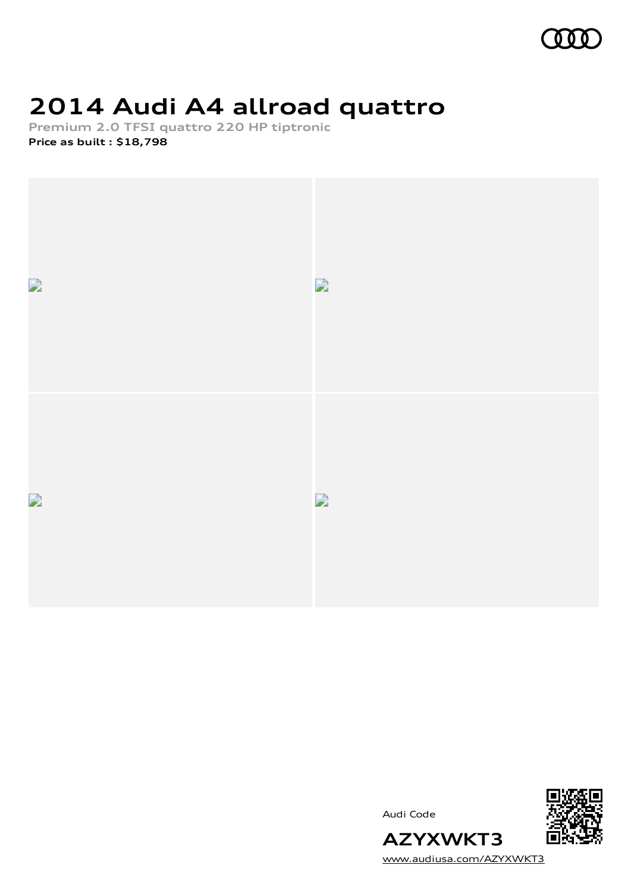# 2014 Audi A4 allroad quattro

**Premium 2.0 TFSI quattro 220 HP tiptronic**

**Price as built : $18,798**

Audi Code

**AZYXWKT3**

www.audiusa.com/AZYXWKT3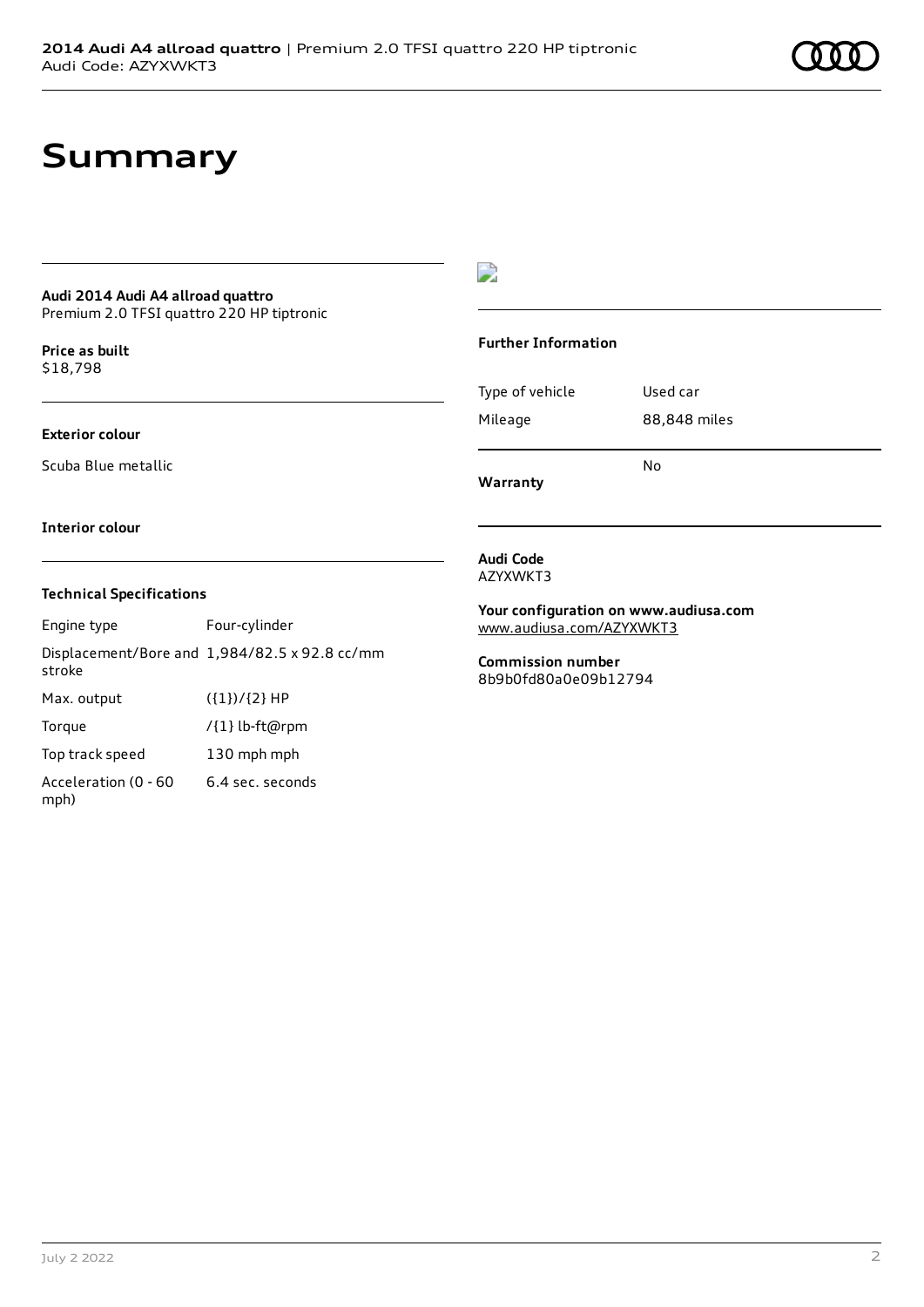# Summary

**Audi 2014 Audi A4 allroad quattro**
Premium 2.0 TFSI quattro 220 HP tiptronic

**Price as built**
$18,798

**Exterior colour**

Scuba Blue metallic

**Interior colour**

**Technical Specifications**

| | |
|---|---|
| Engine type | Four-cylinder |
| Displacement/Bore and stroke | 1,984/82.5 x 92.8 cc/mm |
| Max. output | ({1})/{2} HP |
| Torque | /{1} lb-ft@rpm |
| Top track speed | 130 mph mph |
| Acceleration (0 - 60 mph) | 6.4 sec. seconds |

**Further Information**

| | |
|---|---|
| Type of vehicle | Used car |
| Mileage | 88,848 miles |
| **Warranty** | No |

**Audi Code**
AZYXWKT3

**Your configuration on www.audiusa.com**
www.audiusa.com/AZYXWKT3

**Commission number**
8b9b0fd80a0e09b12794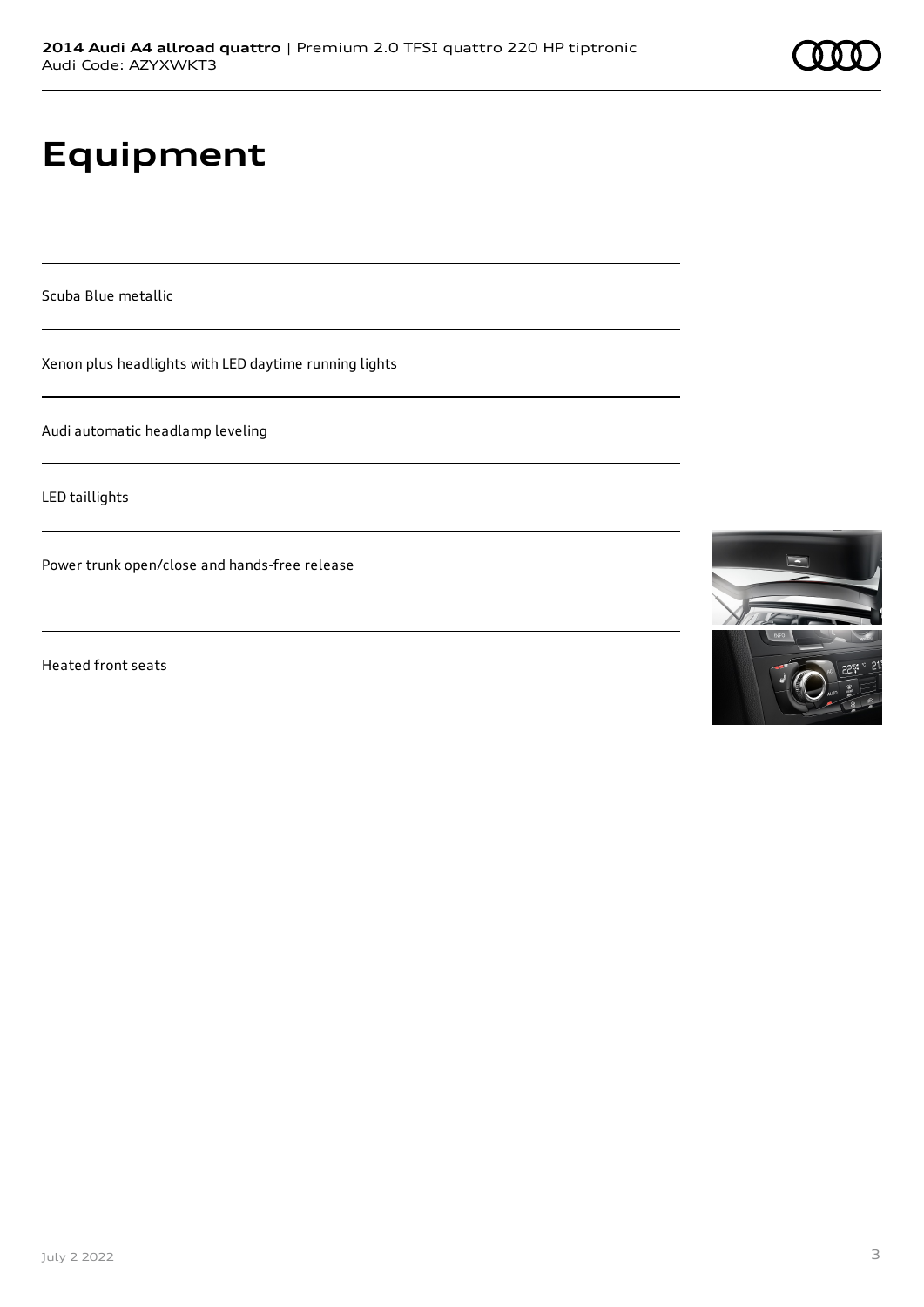# Equipment

Scuba Blue metallic

Xenon plus headlights with LED daytime running lights

Audi automatic headlamp leveling

LED taillights

Power trunk open/close and hands-free release

Heated front seats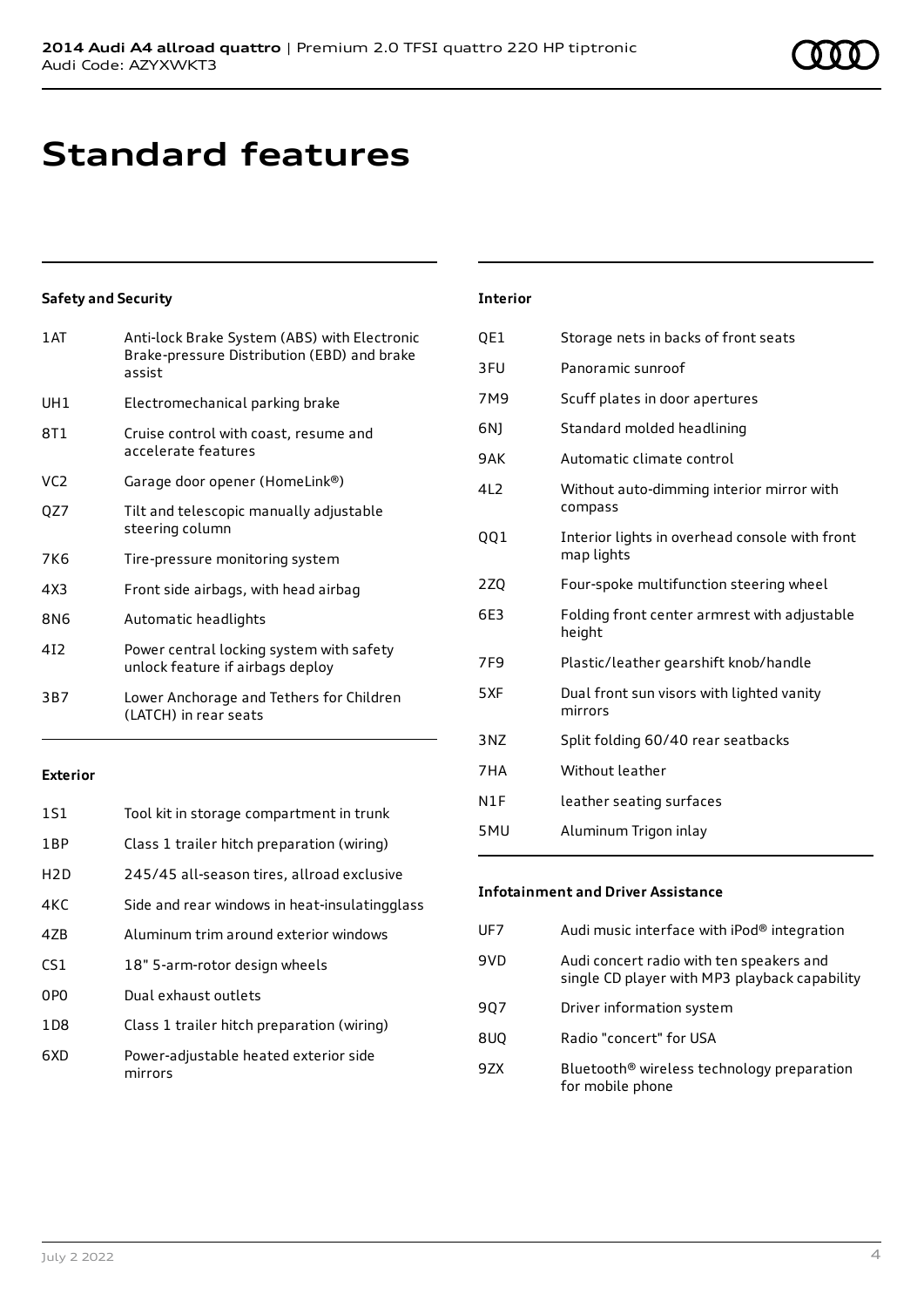# Standard features

### Safety and Security

| | |
|---|---|
| 1AT | Anti-lock Brake System (ABS) with Electronic Brake-pressure Distribution (EBD) and brake assist |
| UH1 | Electromechanical parking brake |
| 8T1 | Cruise control with coast, resume and accelerate features |
| VC2 | Garage door opener (HomeLink®) |
| QZ7 | Tilt and telescopic manually adjustable steering column |
| 7K6 | Tire-pressure monitoring system |
| 4X3 | Front side airbags, with head airbag |
| 8N6 | Automatic headlights |
| 4I2 | Power central locking system with safety unlock feature if airbags deploy |
| 3B7 | Lower Anchorage and Tethers for Children (LATCH) in rear seats |

### Exterior

| | |
|---|---|
| 1S1 | Tool kit in storage compartment in trunk |
| 1BP | Class 1 trailer hitch preparation (wiring) |
| H2D | 245/45 all-season tires, allroad exclusive |
| 4KC | Side and rear windows in heat-insulatingglass |
| 4ZB | Aluminum trim around exterior windows |
| CS1 | 18" 5-arm-rotor design wheels |
| 0P0 | Dual exhaust outlets |
| 1D8 | Class 1 trailer hitch preparation (wiring) |
| 6XD | Power-adjustable heated exterior side mirrors |

### Interior

| | |
|---|---|
| QE1 | Storage nets in backs of front seats |
| 3FU | Panoramic sunroof |
| 7M9 | Scuff plates in door apertures |
| 6NJ | Standard molded headlining |
| 9AK | Automatic climate control |
| 4L2 | Without auto-dimming interior mirror with compass |
| QQ1 | Interior lights in overhead console with front map lights |
| 2ZQ | Four-spoke multifunction steering wheel |
| 6E3 | Folding front center armrest with adjustable height |
| 7F9 | Plastic/leather gearshift knob/handle |
| 5XF | Dual front sun visors with lighted vanity mirrors |
| 3NZ | Split folding 60/40 rear seatbacks |
| 7HA | Without leather |
| N1F | leather seating surfaces |
| 5MU | Aluminum Trigon inlay |

### Infotainment and Driver Assistance

| | |
|---|---|
| UF7 | Audi music interface with iPod® integration |
| 9VD | Audi concert radio with ten speakers and single CD player with MP3 playback capability |
| 9Q7 | Driver information system |
| 8UQ | Radio "concert" for USA |
| 9ZX | Bluetooth® wireless technology preparation for mobile phone |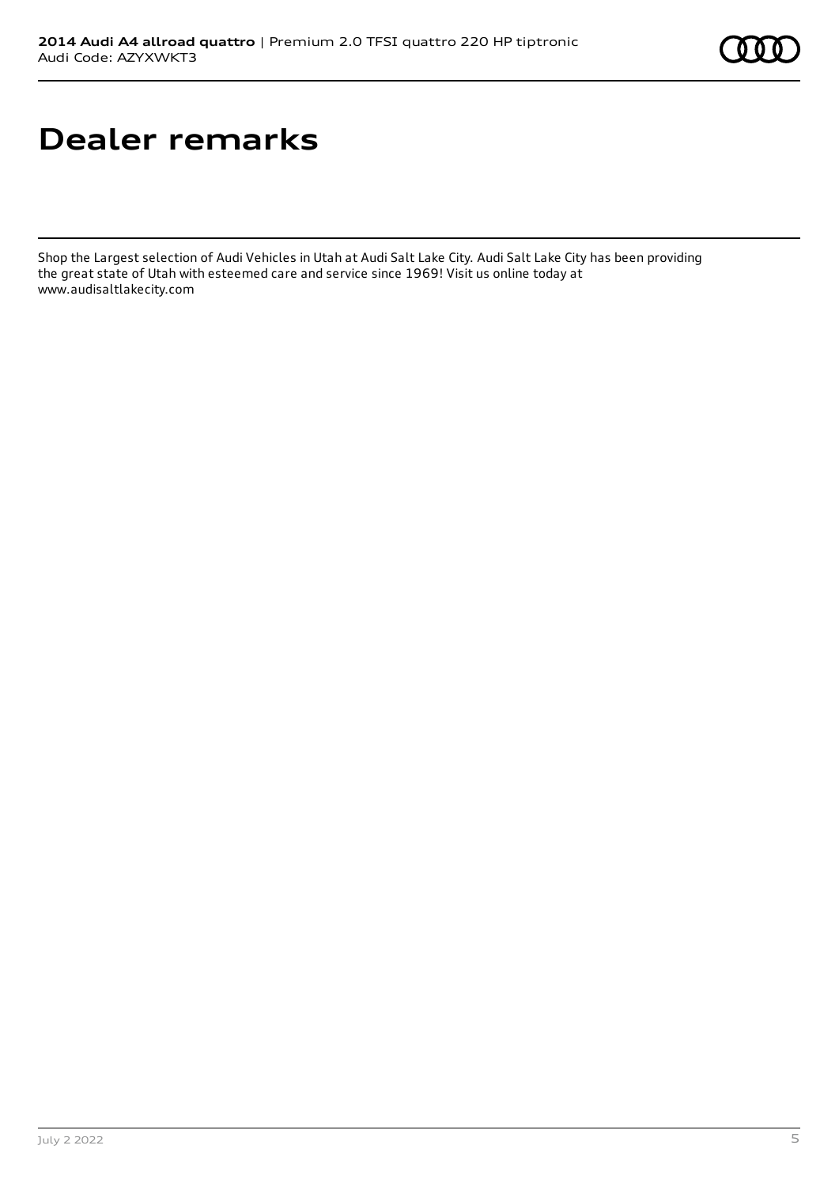# Dealer remarks

Shop the Largest selection of Audi Vehicles in Utah at Audi Salt Lake City. Audi Salt Lake City has been providing the great state of Utah with esteemed care and service since 1969! Visit us online today at www.audisaltlakecity.com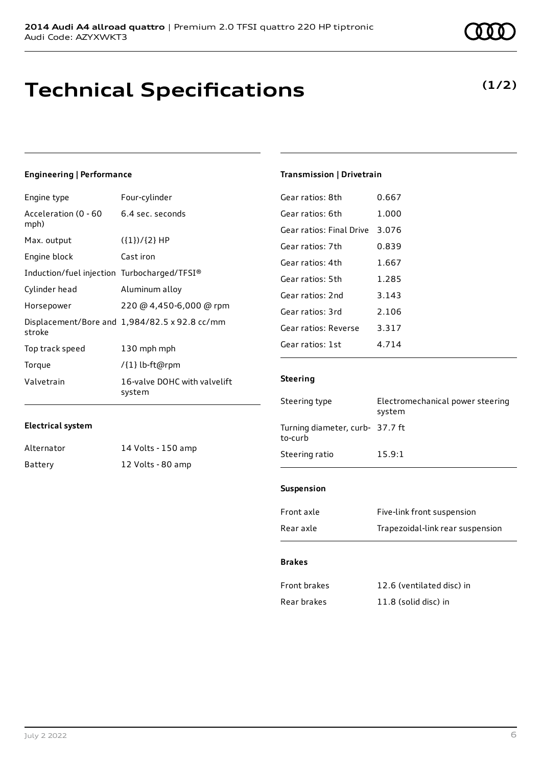**2014 Audi A4 allroad quattro** | Premium 2.0 TFSI quattro 220 HP tiptronic
Audi Code: AZYXWKT3

# Technical Specifications

**(1/2)**

### Engineering | Performance

| | |
|---|---|
| Engine type | Four-cylinder |
| Acceleration (0 - 60 mph) | 6.4 sec. seconds |
| Max. output | ({1})/{2} HP |
| Engine block | Cast iron |
| Induction/fuel injection | Turbocharged/TFSI® |
| Cylinder head | Aluminum alloy |
| Horsepower | 220 @ 4,450-6,000 @ rpm |
| Displacement/Bore and stroke | 1,984/82.5 x 92.8 cc/mm |
| Top track speed | 130 mph mph |
| Torque | /{1} lb-ft@rpm |
| Valvetrain | 16-valve DOHC with valvelift system |

### Electrical system

| | |
|---|---|
| Alternator | 14 Volts - 150 amp |
| Battery | 12 Volts - 80 amp |

### Transmission | Drivetrain

| | |
|---|---|
| Gear ratios: 8th | 0.667 |
| Gear ratios: 6th | 1.000 |
| Gear ratios: Final Drive | 3.076 |
| Gear ratios: 7th | 0.839 |
| Gear ratios: 4th | 1.667 |
| Gear ratios: 5th | 1.285 |
| Gear ratios: 2nd | 3.143 |
| Gear ratios: 3rd | 2.106 |
| Gear ratios: Reverse | 3.317 |
| Gear ratios: 1st | 4.714 |

### Steering

| | |
|---|---|
| Steering type | Electromechanical power steering system |
| Turning diameter, curb-to-curb | 37.7 ft |
| Steering ratio | 15.9:1 |

### Suspension

| | |
|---|---|
| Front axle | Five-link front suspension |
| Rear axle | Trapezoidal-link rear suspension |

### Brakes

| | |
|---|---|
| Front brakes | 12.6 (ventilated disc) in |
| Rear brakes | 11.8 (solid disc) in |

July 2 2022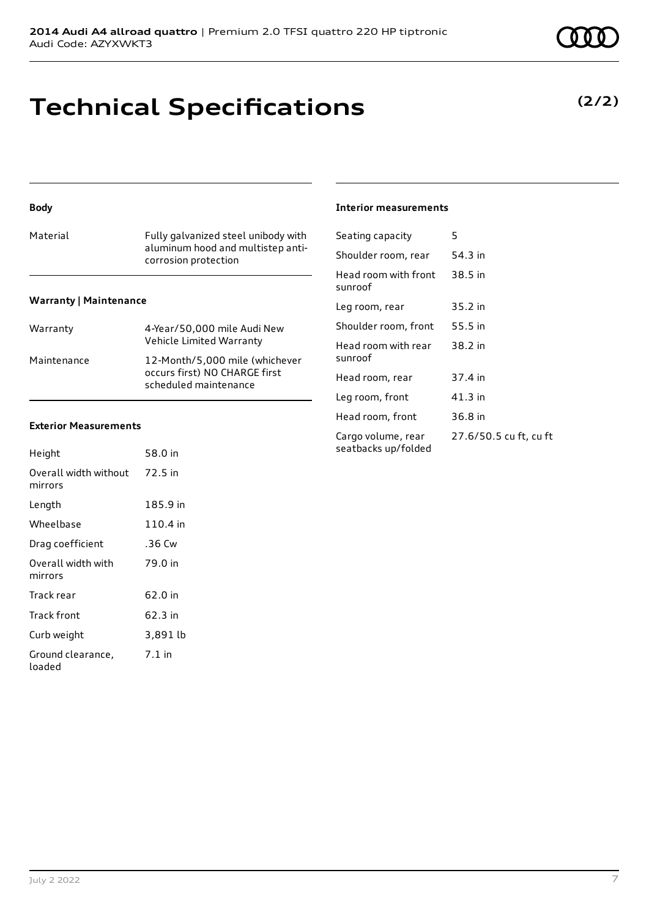# Technical Specifications

**(2/2)**

### Body

| | |
|---|---|
| Material | Fully galvanized steel unibody with aluminum hood and multistep anti-corrosion protection |

### Warranty | Maintenance

| | |
|---|---|
| Warranty | 4-Year/50,000 mile Audi New Vehicle Limited Warranty |
| Maintenance | 12-Month/5,000 mile (whichever occurs first) NO CHARGE first scheduled maintenance |

### Exterior Measurements

| | |
|---|---|
| Height | 58.0 in |
| Overall width without mirrors | 72.5 in |
| Length | 185.9 in |
| Wheelbase | 110.4 in |
| Drag coefficient | .36 Cw |
| Overall width with mirrors | 79.0 in |
| Track rear | 62.0 in |
| Track front | 62.3 in |
| Curb weight | 3,891 lb |
| Ground clearance, loaded | 7.1 in |

### Interior measurements

| | |
|---|---|
| Seating capacity | 5 |
| Shoulder room, rear | 54.3 in |
| Head room with front sunroof | 38.5 in |
| Leg room, rear | 35.2 in |
| Shoulder room, front | 55.5 in |
| Head room with rear sunroof | 38.2 in |
| Head room, rear | 37.4 in |
| Leg room, front | 41.3 in |
| Head room, front | 36.8 in |
| Cargo volume, rear seatbacks up/folded | 27.6/50.5 cu ft, cu ft |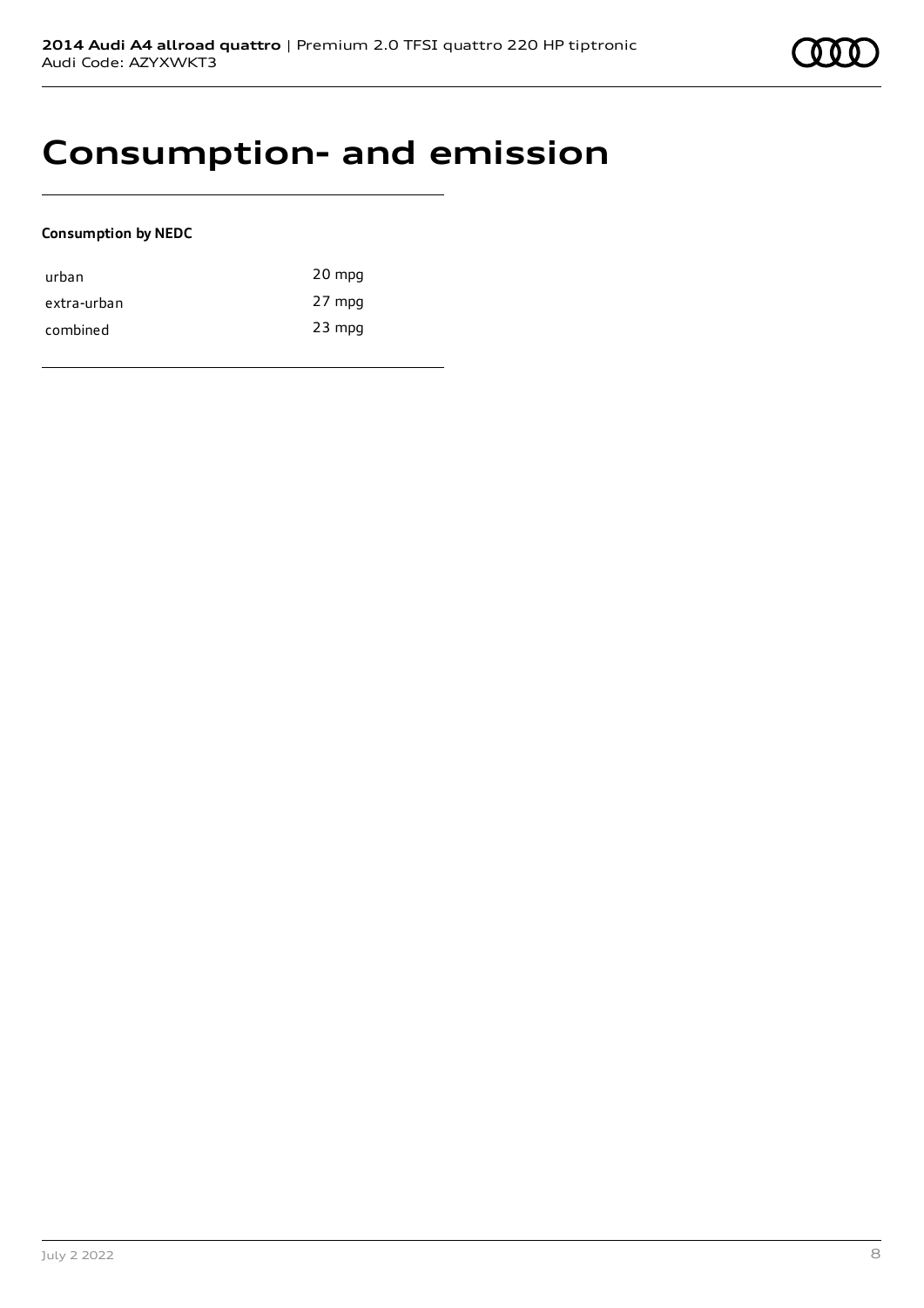# Consumption- and emission

**Consumption by NEDC**

| | |
|---|---|
| urban | 20 mpg |
| extra-urban | 27 mpg |
| combined | 23 mpg |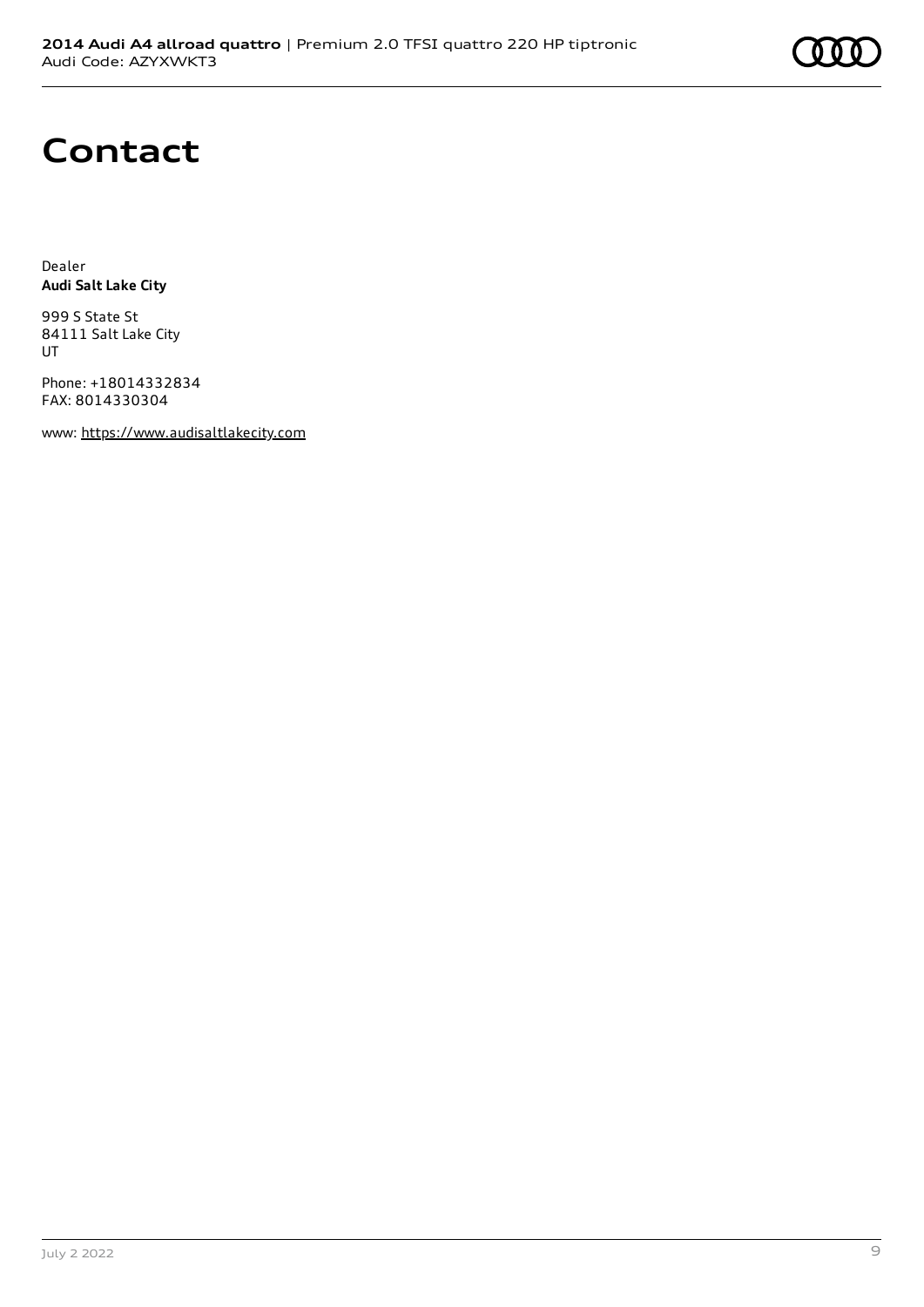# Contact

Dealer
**Audi Salt Lake City**

999 S State St
84111 Salt Lake City
UT

Phone: +18014332834
FAX: 8014330304

www: https://www.audisaltlakecity.com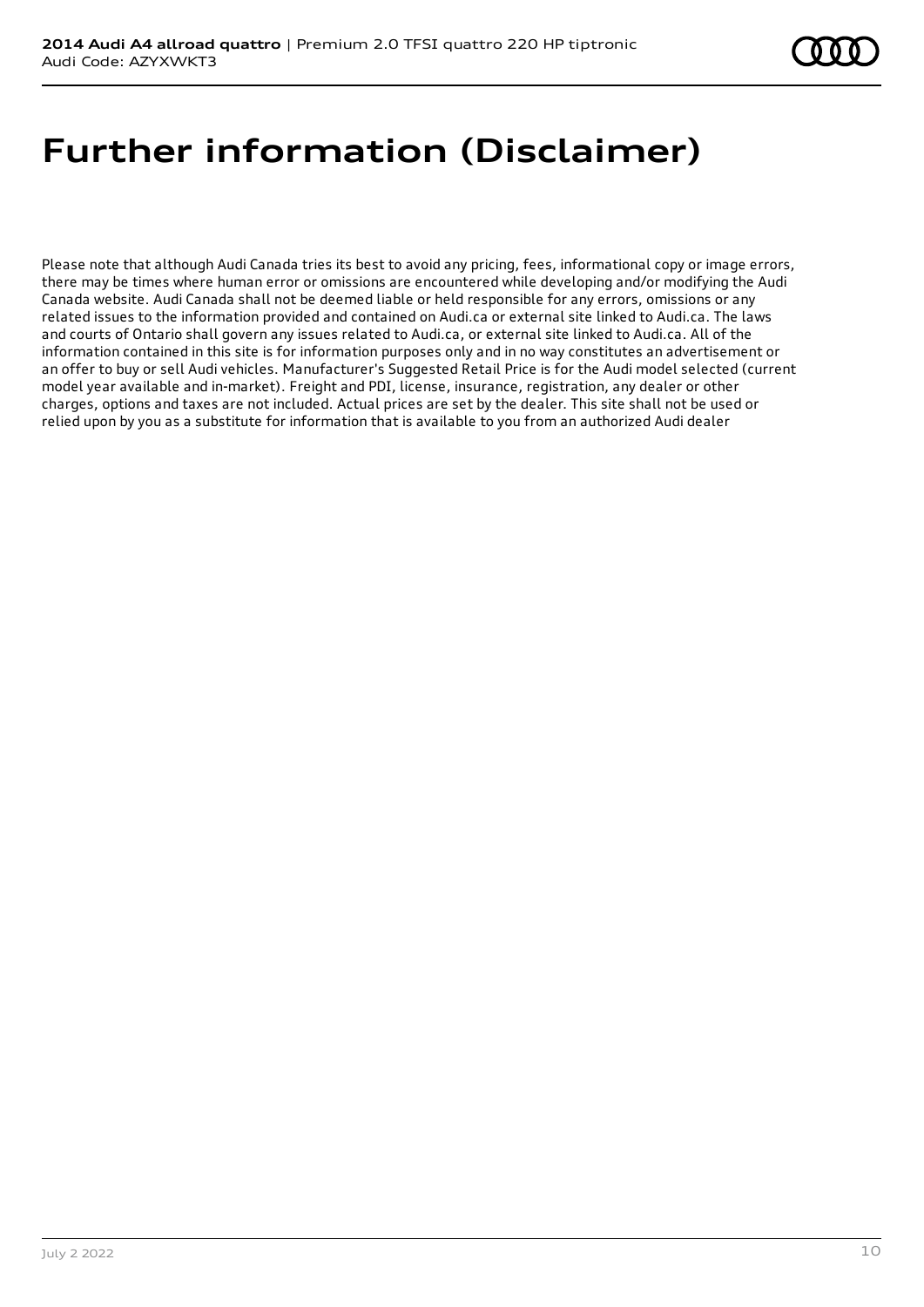# Further information (Disclaimer)

Please note that although Audi Canada tries its best to avoid any pricing, fees, informational copy or image errors, there may be times where human error or omissions are encountered while developing and/or modifying the Audi Canada website. Audi Canada shall not be deemed liable or held responsible for any errors, omissions or any related issues to the information provided and contained on Audi.ca or external site linked to Audi.ca. The laws and courts of Ontario shall govern any issues related to Audi.ca, or external site linked to Audi.ca. All of the information contained in this site is for information purposes only and in no way constitutes an advertisement or an offer to buy or sell Audi vehicles. Manufacturer's Suggested Retail Price is for the Audi model selected (current model year available and in-market). Freight and PDI, license, insurance, registration, any dealer or other charges, options and taxes are not included. Actual prices are set by the dealer. This site shall not be used or relied upon by you as a substitute for information that is available to you from an authorized Audi dealer